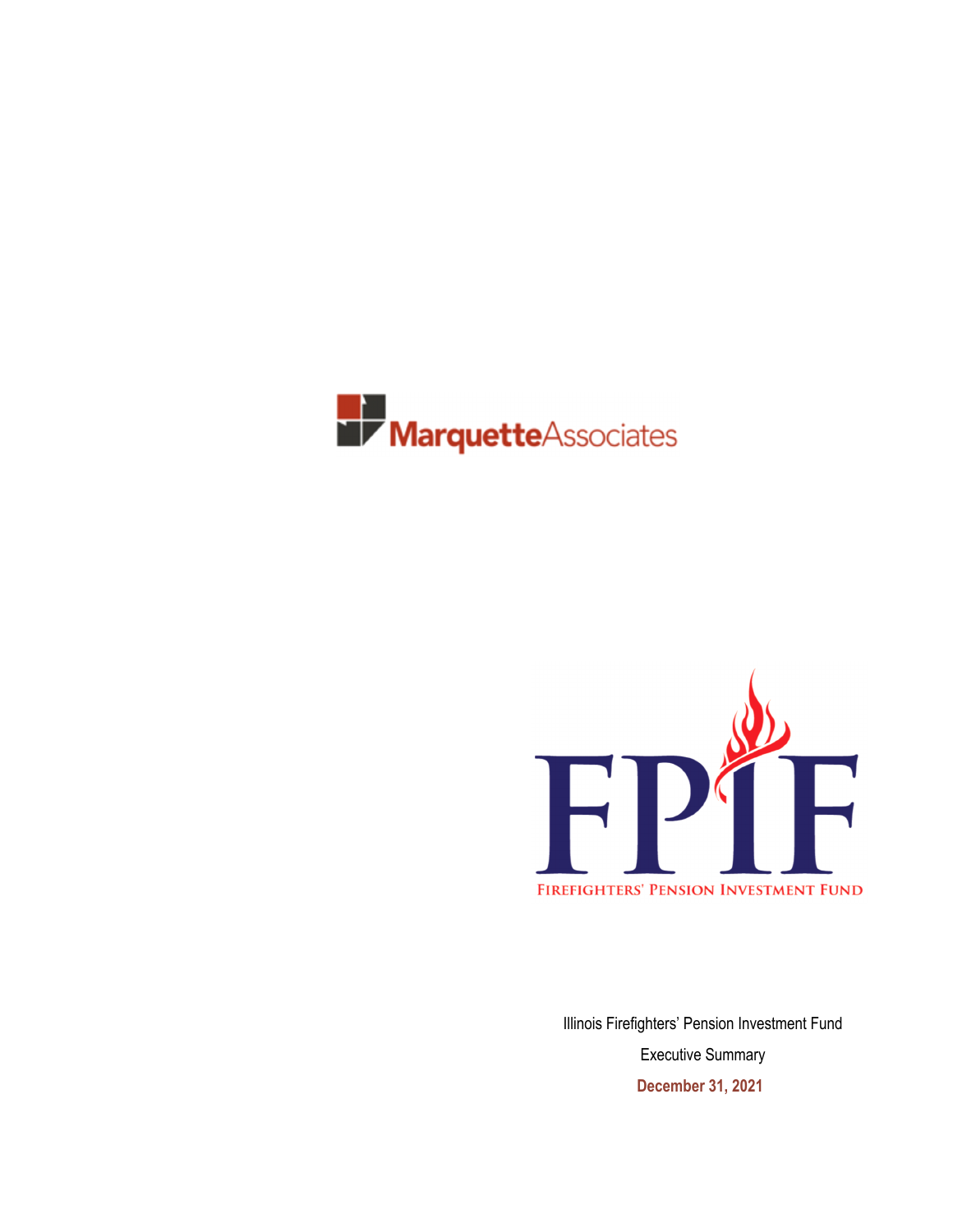MarquetteAssociates

FPIF

FIREFIGHTERS' PENSION INVESTMENT FUND

Illinois Firefighters' Pension Investment Fund

Executive Summary

**December 31, 2021**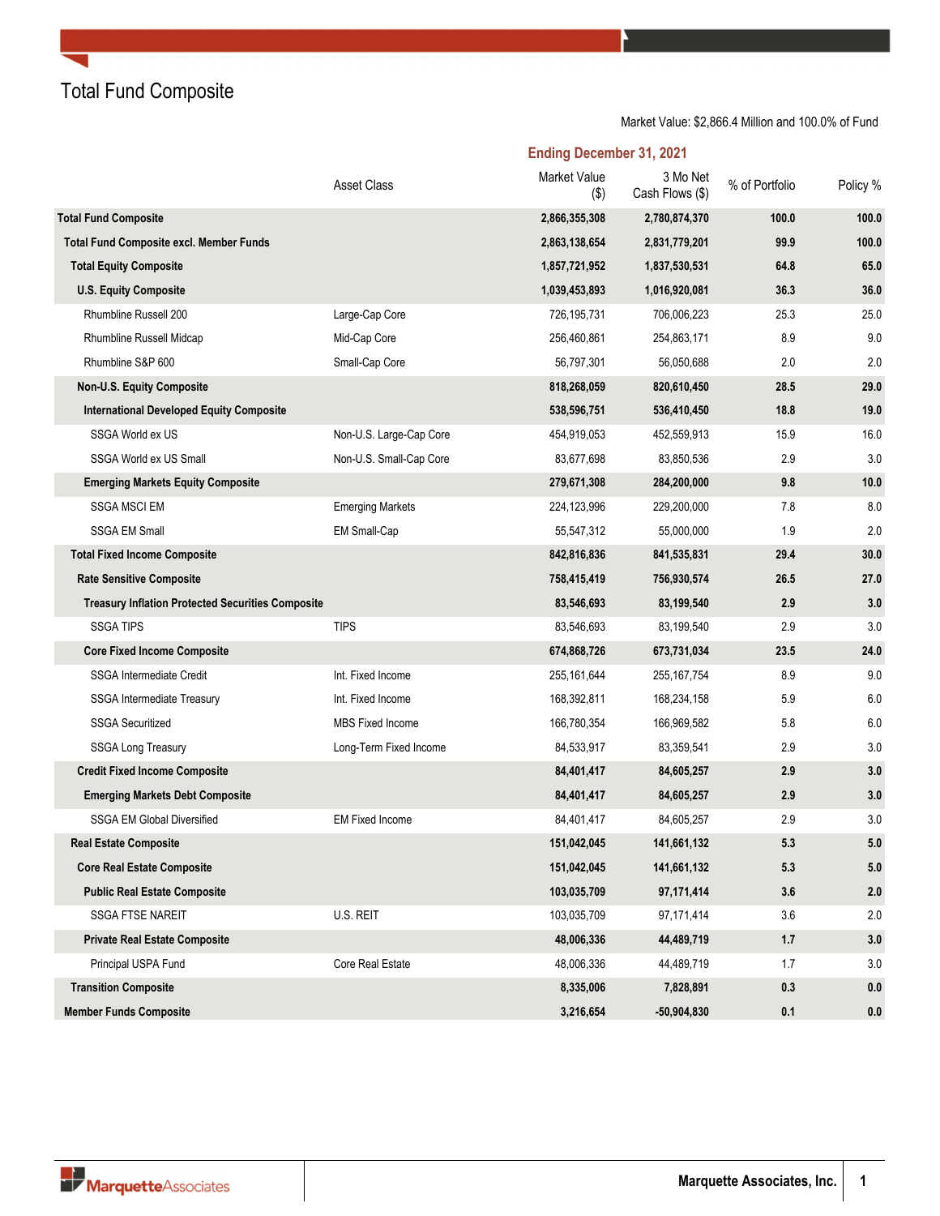# Total Fund Composite

Market Value: $2,866.4 Million and 100.0% of Fund

| | Asset Class | Market Value ($) | 3 Mo Net Cash Flows ($) | % of Portfolio | Policy % |
|---|---|---|---|---|---|
| | | **Ending December 31, 2021** | | | |
| **Total Fund Composite** | | **2,866,355,308** | **2,780,874,370** | **100.0** | **100.0** |
| **Total Fund Composite excl. Member Funds** | | **2,863,138,654** | **2,831,779,201** | **99.9** | **100.0** |
| **Total Equity Composite** | | **1,857,721,952** | **1,837,530,531** | **64.8** | **65.0** |
| **U.S. Equity Composite** | | **1,039,453,893** | **1,016,920,081** | **36.3** | **36.0** |
| Rhumbline Russell 200 | Large-Cap Core | 726,195,731 | 706,006,223 | 25.3 | 25.0 |
| Rhumbline Russell Midcap | Mid-Cap Core | 256,460,861 | 254,863,171 | 8.9 | 9.0 |
| Rhumbline S&P 600 | Small-Cap Core | 56,797,301 | 56,050,688 | 2.0 | 2.0 |
| **Non-U.S. Equity Composite** | | **818,268,059** | **820,610,450** | **28.5** | **29.0** |
| **International Developed Equity Composite** | | **538,596,751** | **536,410,450** | **18.8** | **19.0** |
| SSGA World ex US | Non-U.S. Large-Cap Core | 454,919,053 | 452,559,913 | 15.9 | 16.0 |
| SSGA World ex US Small | Non-U.S. Small-Cap Core | 83,677,698 | 83,850,536 | 2.9 | 3.0 |
| **Emerging Markets Equity Composite** | | **279,671,308** | **284,200,000** | **9.8** | **10.0** |
| SSGA MSCI EM | Emerging Markets | 224,123,996 | 229,200,000 | 7.8 | 8.0 |
| SSGA EM Small | EM Small-Cap | 55,547,312 | 55,000,000 | 1.9 | 2.0 |
| **Total Fixed Income Composite** | | **842,816,836** | **841,535,831** | **29.4** | **30.0** |
| **Rate Sensitive Composite** | | **758,415,419** | **756,930,574** | **26.5** | **27.0** |
| **Treasury Inflation Protected Securities Composite** | | **83,546,693** | **83,199,540** | **2.9** | **3.0** |
| SSGA TIPS | TIPS | 83,546,693 | 83,199,540 | 2.9 | 3.0 |
| **Core Fixed Income Composite** | | **674,868,726** | **673,731,034** | **23.5** | **24.0** |
| SSGA Intermediate Credit | Int. Fixed Income | 255,161,644 | 255,167,754 | 8.9 | 9.0 |
| SSGA Intermediate Treasury | Int. Fixed Income | 168,392,811 | 168,234,158 | 5.9 | 6.0 |
| SSGA Securitized | MBS Fixed Income | 166,780,354 | 166,969,582 | 5.8 | 6.0 |
| SSGA Long Treasury | Long-Term Fixed Income | 84,533,917 | 83,359,541 | 2.9 | 3.0 |
| **Credit Fixed Income Composite** | | **84,401,417** | **84,605,257** | **2.9** | **3.0** |
| **Emerging Markets Debt Composite** | | **84,401,417** | **84,605,257** | **2.9** | **3.0** |
| SSGA EM Global Diversified | EM Fixed Income | 84,401,417 | 84,605,257 | 2.9 | 3.0 |
| **Real Estate Composite** | | **151,042,045** | **141,661,132** | **5.3** | **5.0** |
| **Core Real Estate Composite** | | **151,042,045** | **141,661,132** | **5.3** | **5.0** |
| **Public Real Estate Composite** | | **103,035,709** | **97,171,414** | **3.6** | **2.0** |
| SSGA FTSE NAREIT | U.S. REIT | 103,035,709 | 97,171,414 | 3.6 | 2.0 |
| **Private Real Estate Composite** | | **48,006,336** | **44,489,719** | **1.7** | **3.0** |
| Principal USPA Fund | Core Real Estate | 48,006,336 | 44,489,719 | 1.7 | 3.0 |
| **Transition Composite** | | **8,335,006** | **7,828,891** | **0.3** | **0.0** |
| **Member Funds Composite** | | **3,216,654** | **-50,904,830** | **0.1** | **0.0** |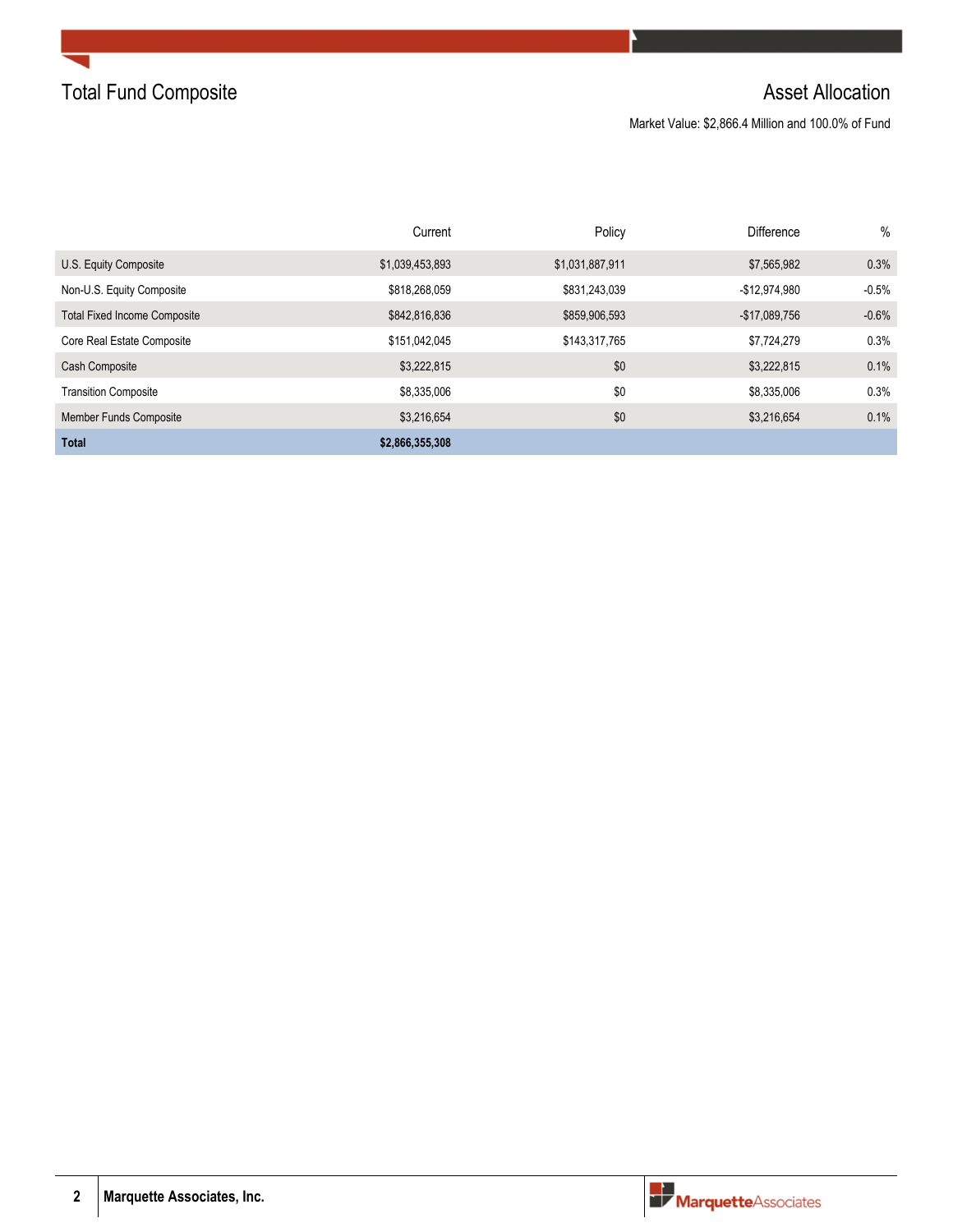# Total Fund Composite

## Asset Allocation

Market Value: $2,866.4 Million and 100.0% of Fund

| | Current | Policy | Difference | % |
|---|---|---|---|---|
| U.S. Equity Composite | $1,039,453,893 | $1,031,887,911 | $7,565,982 | 0.3% |
| Non-U.S. Equity Composite | $818,268,059 | $831,243,039 | -$12,974,980 | -0.5% |
| Total Fixed Income Composite | $842,816,836 | $859,906,593 | -$17,089,756 | -0.6% |
| Core Real Estate Composite | $151,042,045 | $143,317,765 | $7,724,279 | 0.3% |
| Cash Composite | $3,222,815 | $0 | $3,222,815 | 0.1% |
| Transition Composite | $8,335,006 | $0 | $8,335,006 | 0.3% |
| Member Funds Composite | $3,216,654 | $0 | $3,216,654 | 0.1% |
| **Total** | **$2,866,355,308** | | | |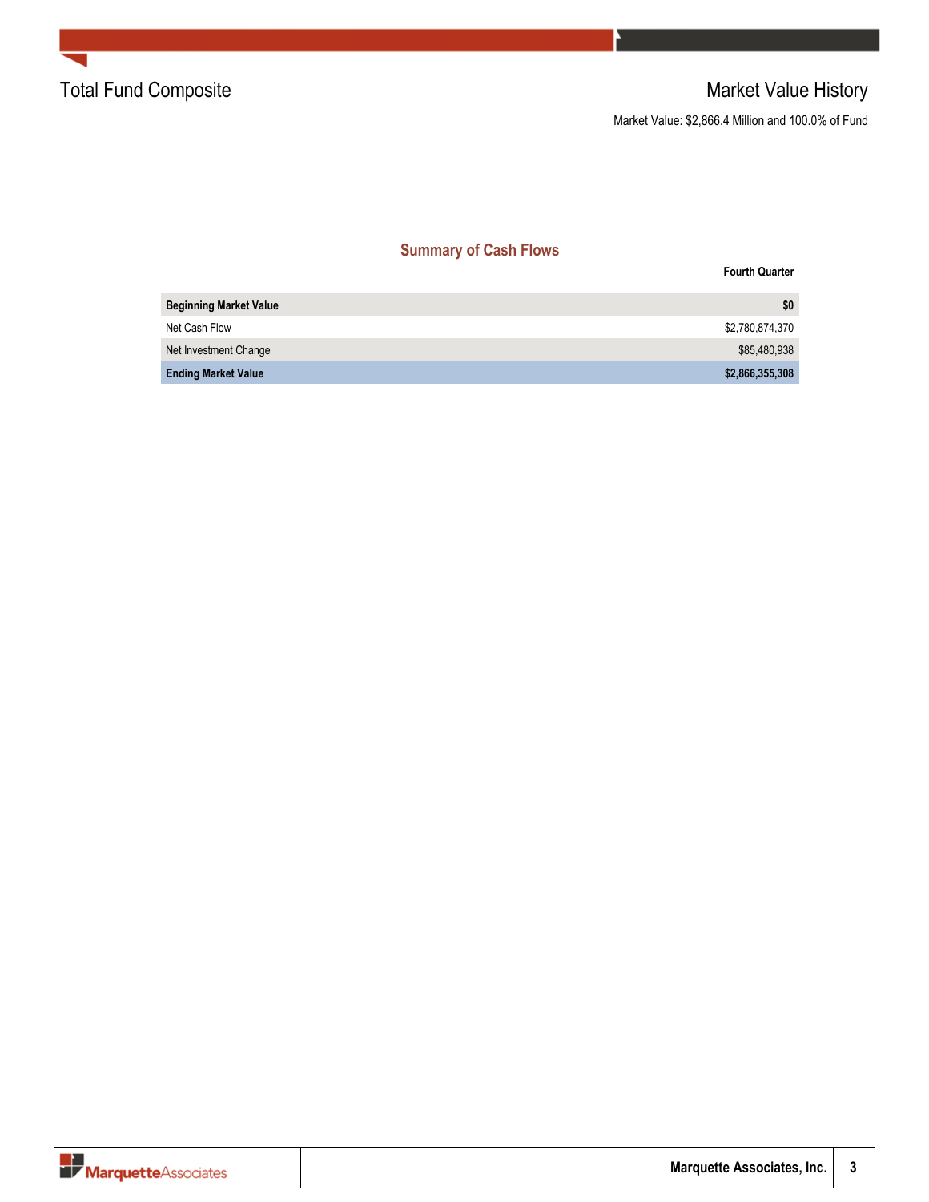# Total Fund Composite

## Market Value History

Market Value: $2,866.4 Million and 100.0% of Fund

### Summary of Cash Flows

| | Fourth Quarter |
|---|---|
| **Beginning Market Value** | **$0** |
| Net Cash Flow | $2,780,874,370 |
| Net Investment Change | $85,480,938 |
| **Ending Market Value** | **$2,866,355,308** |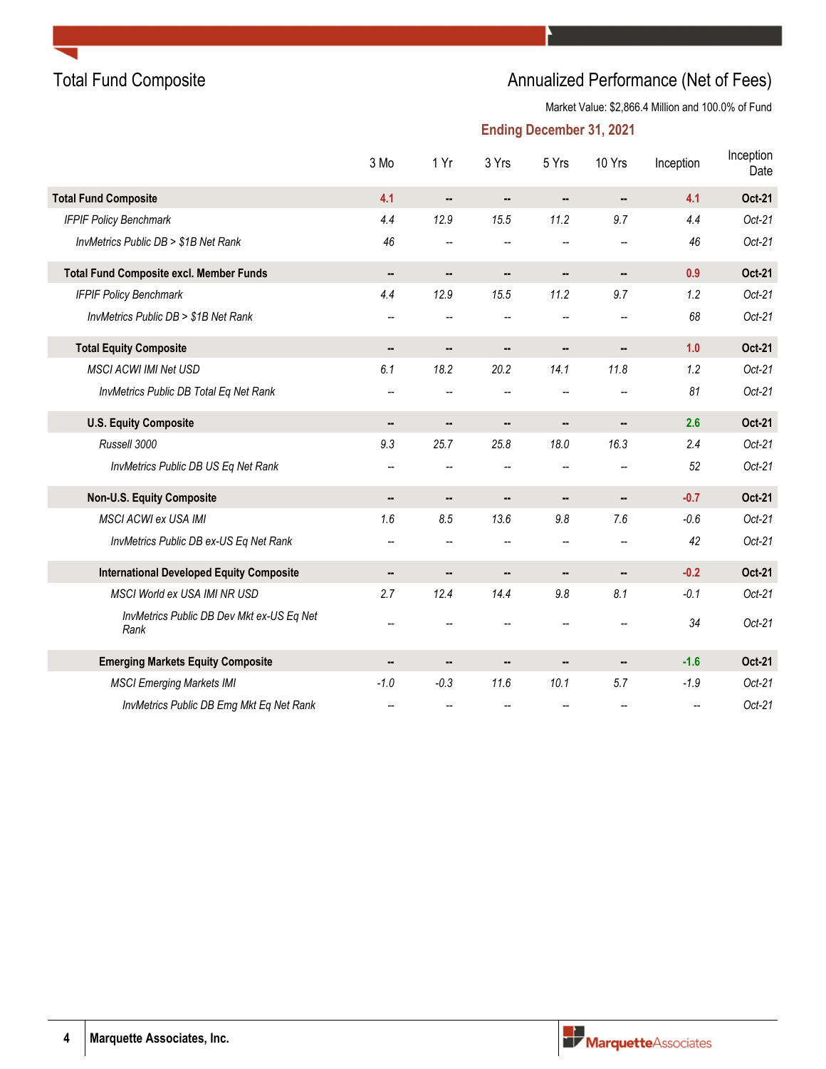## Total Fund Composite

## Annualized Performance (Net of Fees)

Market Value: $2,866.4 Million and 100.0% of Fund

**Ending December 31, 2021**

| | 3 Mo | 1 Yr | 3 Yrs | 5 Yrs | 10 Yrs | Inception | Inception Date |
|---|---|---|---|---|---|---|---|
| **Total Fund Composite** | **4.1** | -- | -- | -- | -- | **4.1** | **Oct-21** |
| *IFPIF Policy Benchmark* | *4.4* | *12.9* | *15.5* | *11.2* | *9.7* | *4.4* | *Oct-21* |
| *InvMetrics Public DB > $1B Net Rank* | *46* | -- | -- | -- | -- | *46* | *Oct-21* |
| **Total Fund Composite excl. Member Funds** | -- | -- | -- | -- | -- | **0.9** | **Oct-21** |
| *IFPIF Policy Benchmark* | *4.4* | *12.9* | *15.5* | *11.2* | *9.7* | *1.2* | *Oct-21* |
| *InvMetrics Public DB > $1B Net Rank* | -- | -- | -- | -- | -- | *68* | *Oct-21* |
| **Total Equity Composite** | -- | -- | -- | -- | -- | **1.0** | **Oct-21** |
| *MSCI ACWI IMI Net USD* | *6.1* | *18.2* | *20.2* | *14.1* | *11.8* | *1.2* | *Oct-21* |
| *InvMetrics Public DB Total Eq Net Rank* | -- | -- | -- | -- | -- | *81* | *Oct-21* |
| **U.S. Equity Composite** | -- | -- | -- | -- | -- | **2.6** | **Oct-21** |
| *Russell 3000* | *9.3* | *25.7* | *25.8* | *18.0* | *16.3* | *2.4* | *Oct-21* |
| *InvMetrics Public DB US Eq Net Rank* | -- | -- | -- | -- | -- | *52* | *Oct-21* |
| **Non-U.S. Equity Composite** | -- | -- | -- | -- | -- | **-0.7** | **Oct-21** |
| *MSCI ACWI ex USA IMI* | *1.6* | *8.5* | *13.6* | *9.8* | *7.6* | *-0.6* | *Oct-21* |
| *InvMetrics Public DB ex-US Eq Net Rank* | -- | -- | -- | -- | -- | *42* | *Oct-21* |
| **International Developed Equity Composite** | -- | -- | -- | -- | -- | **-0.2** | **Oct-21** |
| *MSCI World ex USA IMI NR USD* | *2.7* | *12.4* | *14.4* | *9.8* | *8.1* | *-0.1* | *Oct-21* |
| *InvMetrics Public DB Dev Mkt ex-US Eq Net Rank* | -- | -- | -- | -- | -- | *34* | *Oct-21* |
| **Emerging Markets Equity Composite** | -- | -- | -- | -- | -- | **-1.6** | **Oct-21** |
| *MSCI Emerging Markets IMI* | *-1.0* | *-0.3* | *11.6* | *10.1* | *5.7* | *-1.9* | *Oct-21* |
| *InvMetrics Public DB Emg Mkt Eq Net Rank* | -- | -- | -- | -- | -- | -- | *Oct-21* |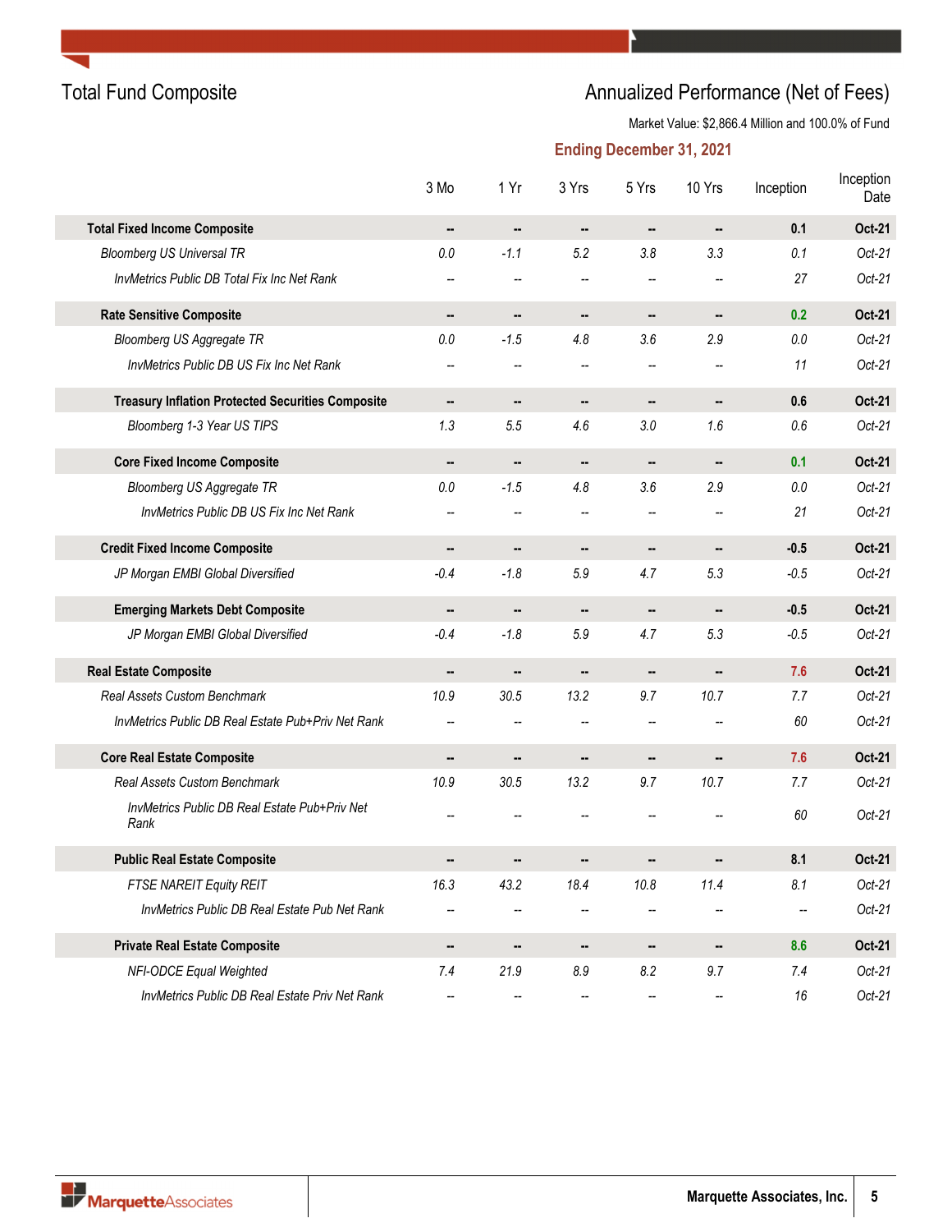## Total Fund Composite

## Annualized Performance (Net of Fees)

Market Value: $2,866.4 Million and 100.0% of Fund

**Ending December 31, 2021**

| | 3 Mo | 1 Yr | 3 Yrs | 5 Yrs | 10 Yrs | Inception | Inception Date |
|---|---|---|---|---|---|---|---|
| **Total Fixed Income Composite** | -- | -- | -- | -- | -- | **0.1** | **Oct-21** |
| *Bloomberg US Universal TR* | *0.0* | *-1.1* | *5.2* | *3.8* | *3.3* | *0.1* | *Oct-21* |
| *InvMetrics Public DB Total Fix Inc Net Rank* | -- | -- | -- | -- | -- | *27* | *Oct-21* |
| **Rate Sensitive Composite** | -- | -- | -- | -- | -- | **0.2** | **Oct-21** |
| *Bloomberg US Aggregate TR* | *0.0* | *-1.5* | *4.8* | *3.6* | *2.9* | *0.0* | *Oct-21* |
| *InvMetrics Public DB US Fix Inc Net Rank* | -- | -- | -- | -- | -- | *11* | *Oct-21* |
| **Treasury Inflation Protected Securities Composite** | -- | -- | -- | -- | -- | **0.6** | **Oct-21** |
| *Bloomberg 1-3 Year US TIPS* | *1.3* | *5.5* | *4.6* | *3.0* | *1.6* | *0.6* | *Oct-21* |
| **Core Fixed Income Composite** | -- | -- | -- | -- | -- | **0.1** | **Oct-21** |
| *Bloomberg US Aggregate TR* | *0.0* | *-1.5* | *4.8* | *3.6* | *2.9* | *0.0* | *Oct-21* |
| *InvMetrics Public DB US Fix Inc Net Rank* | -- | -- | -- | -- | -- | *21* | *Oct-21* |
| **Credit Fixed Income Composite** | -- | -- | -- | -- | -- | **-0.5** | **Oct-21** |
| *JP Morgan EMBI Global Diversified* | *-0.4* | *-1.8* | *5.9* | *4.7* | *5.3* | *-0.5* | *Oct-21* |
| **Emerging Markets Debt Composite** | -- | -- | -- | -- | -- | **-0.5** | **Oct-21** |
| *JP Morgan EMBI Global Diversified* | *-0.4* | *-1.8* | *5.9* | *4.7* | *5.3* | *-0.5* | *Oct-21* |
| **Real Estate Composite** | -- | -- | -- | -- | -- | **7.6** | **Oct-21** |
| *Real Assets Custom Benchmark* | *10.9* | *30.5* | *13.2* | *9.7* | *10.7* | *7.7* | *Oct-21* |
| *InvMetrics Public DB Real Estate Pub+Priv Net Rank* | -- | -- | -- | -- | -- | *60* | *Oct-21* |
| **Core Real Estate Composite** | -- | -- | -- | -- | -- | **7.6** | **Oct-21** |
| *Real Assets Custom Benchmark* | *10.9* | *30.5* | *13.2* | *9.7* | *10.7* | *7.7* | *Oct-21* |
| *InvMetrics Public DB Real Estate Pub+Priv Net Rank* | -- | -- | -- | -- | -- | *60* | *Oct-21* |
| **Public Real Estate Composite** | -- | -- | -- | -- | -- | **8.1** | **Oct-21** |
| *FTSE NAREIT Equity REIT* | *16.3* | *43.2* | *18.4* | *10.8* | *11.4* | *8.1* | *Oct-21* |
| *InvMetrics Public DB Real Estate Pub Net Rank* | -- | -- | -- | -- | -- | -- | *Oct-21* |
| **Private Real Estate Composite** | -- | -- | -- | -- | -- | **8.6** | **Oct-21** |
| *NFI-ODCE Equal Weighted* | *7.4* | *21.9* | *8.9* | *8.2* | *9.7* | *7.4* | *Oct-21* |
| *InvMetrics Public DB Real Estate Priv Net Rank* | -- | -- | -- | -- | -- | *16* | *Oct-21* |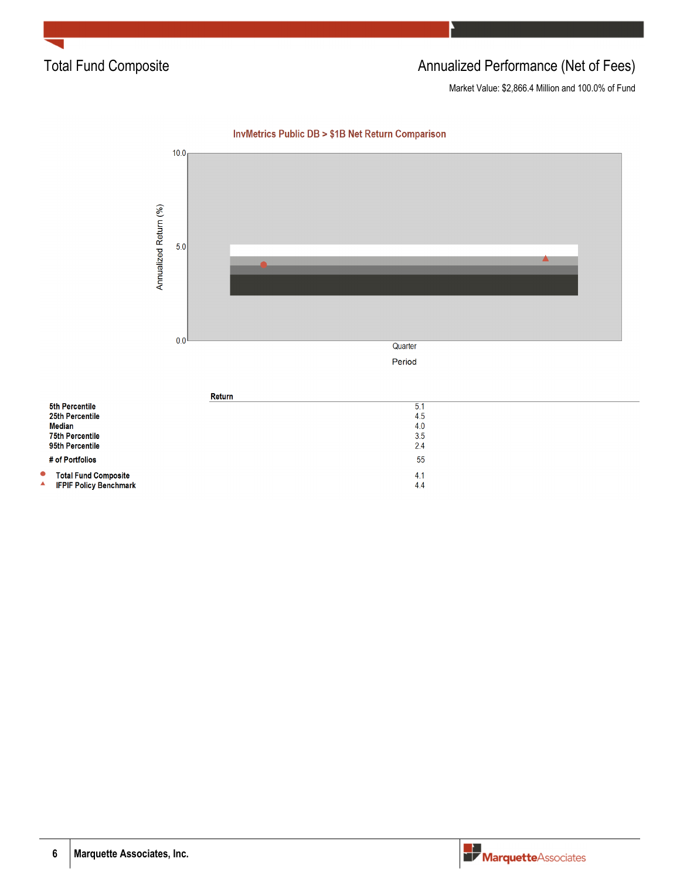# Total Fund Composite

## Annualized Performance (Net of Fees)

Market Value: $2,866.4 Million and 100.0% of Fund

### InvMetrics Public DB > $1B Net Return Comparison

| | Return |
|---|---|
| 5th Percentile | 5.1 |
| 25th Percentile | 4.5 |
| Median | 4.0 |
| 75th Percentile | 3.5 |
| 95th Percentile | 2.4 |
| # of Portfolios | 55 |
| ● Total Fund Composite | 4.1 |
| ▲ IFPIF Policy Benchmark | 4.4 |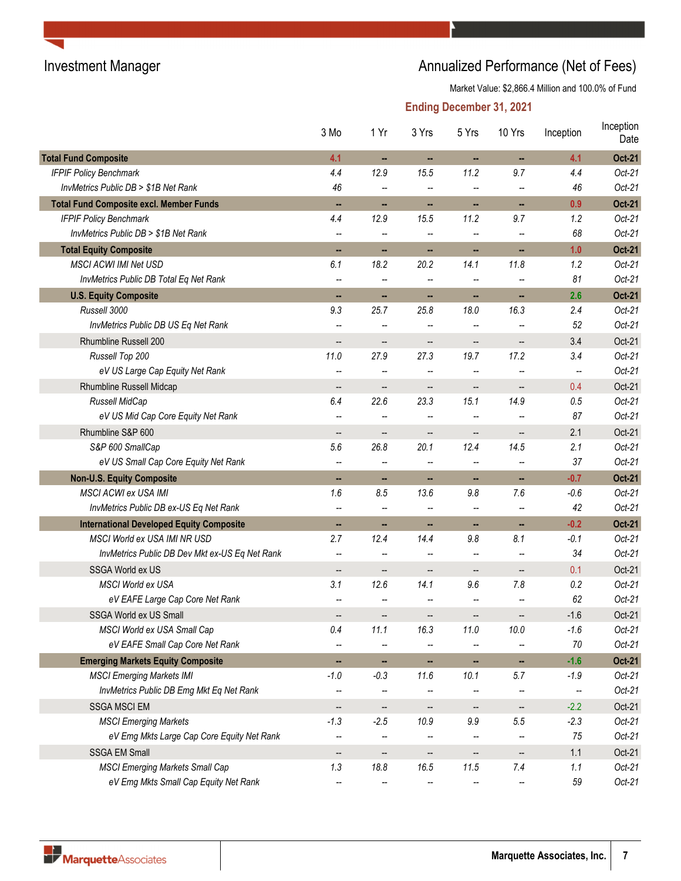# Investment Manager

# Annualized Performance (Net of Fees)

Market Value: $2,866.4 Million and 100.0% of Fund

**Ending December 31, 2021**

| | 3 Mo | 1 Yr | 3 Yrs | 5 Yrs | 10 Yrs | Inception | Inception Date |
|---|---|---|---|---|---|---|---|
| **Total Fund Composite** | 4.1 | -- | -- | -- | -- | 4.1 | Oct-21 |
| *IFPIF Policy Benchmark* | *4.4* | *12.9* | *15.5* | *11.2* | *9.7* | *4.4* | *Oct-21* |
| *InvMetrics Public DB > $1B Net Rank* | *46* | *--* | *--* | *--* | *--* | *46* | *Oct-21* |
| **Total Fund Composite excl. Member Funds** | -- | -- | -- | -- | -- | 0.9 | Oct-21 |
| *IFPIF Policy Benchmark* | *4.4* | *12.9* | *15.5* | *11.2* | *9.7* | *1.2* | *Oct-21* |
| *InvMetrics Public DB > $1B Net Rank* | *--* | *--* | *--* | *--* | *--* | *68* | *Oct-21* |
| **Total Equity Composite** | -- | -- | -- | -- | -- | 1.0 | Oct-21 |
| *MSCI ACWI IMI Net USD* | *6.1* | *18.2* | *20.2* | *14.1* | *11.8* | *1.2* | *Oct-21* |
| *InvMetrics Public DB Total Eq Net Rank* | *--* | *--* | *--* | *--* | *--* | *81* | *Oct-21* |
| **U.S. Equity Composite** | -- | -- | -- | -- | -- | 2.6 | Oct-21 |
| *Russell 3000* | *9.3* | *25.7* | *25.8* | *18.0* | *16.3* | *2.4* | *Oct-21* |
| *InvMetrics Public DB US Eq Net Rank* | *--* | *--* | *--* | *--* | *--* | *52* | *Oct-21* |
| Rhumbline Russell 200 | -- | -- | -- | -- | -- | 3.4 | Oct-21 |
| *Russell Top 200* | *11.0* | *27.9* | *27.3* | *19.7* | *17.2* | *3.4* | *Oct-21* |
| *eV US Large Cap Equity Net Rank* | *--* | *--* | *--* | *--* | *--* | *--* | *Oct-21* |
| Rhumbline Russell Midcap | -- | -- | -- | -- | -- | 0.4 | Oct-21 |
| *Russell MidCap* | *6.4* | *22.6* | *23.3* | *15.1* | *14.9* | *0.5* | *Oct-21* |
| *eV US Mid Cap Core Equity Net Rank* | *--* | *--* | *--* | *--* | *--* | *87* | *Oct-21* |
| Rhumbline S&P 600 | -- | -- | -- | -- | -- | 2.1 | Oct-21 |
| *S&P 600 SmallCap* | *5.6* | *26.8* | *20.1* | *12.4* | *14.5* | *2.1* | *Oct-21* |
| *eV US Small Cap Core Equity Net Rank* | *--* | *--* | *--* | *--* | *--* | *37* | *Oct-21* |
| **Non-U.S. Equity Composite** | -- | -- | -- | -- | -- | -0.7 | Oct-21 |
| *MSCI ACWI ex USA IMI* | *1.6* | *8.5* | *13.6* | *9.8* | *7.6* | *-0.6* | *Oct-21* |
| *InvMetrics Public DB ex-US Eq Net Rank* | *--* | *--* | *--* | *--* | *--* | *42* | *Oct-21* |
| **International Developed Equity Composite** | -- | -- | -- | -- | -- | -0.2 | Oct-21 |
| *MSCI World ex USA IMI NR USD* | *2.7* | *12.4* | *14.4* | *9.8* | *8.1* | *-0.1* | *Oct-21* |
| *InvMetrics Public DB Dev Mkt ex-US Eq Net Rank* | *--* | *--* | *--* | *--* | *--* | *34* | *Oct-21* |
| SSGA World ex US | -- | -- | -- | -- | -- | 0.1 | Oct-21 |
| *MSCI World ex USA* | *3.1* | *12.6* | *14.1* | *9.6* | *7.8* | *0.2* | *Oct-21* |
| *eV EAFE Large Cap Core Net Rank* | *--* | *--* | *--* | *--* | *--* | *62* | *Oct-21* |
| SSGA World ex US Small | -- | -- | -- | -- | -- | -1.6 | Oct-21 |
| *MSCI World ex USA Small Cap* | *0.4* | *11.1* | *16.3* | *11.0* | *10.0* | *-1.6* | *Oct-21* |
| *eV EAFE Small Cap Core Net Rank* | *--* | *--* | *--* | *--* | *--* | *70* | *Oct-21* |
| **Emerging Markets Equity Composite** | -- | -- | -- | -- | -- | -1.6 | Oct-21 |
| *MSCI Emerging Markets IMI* | *-1.0* | *-0.3* | *11.6* | *10.1* | *5.7* | *-1.9* | *Oct-21* |
| *InvMetrics Public DB Emg Mkt Eq Net Rank* | *--* | *--* | *--* | *--* | *--* | *--* | *Oct-21* |
| SSGA MSCI EM | -- | -- | -- | -- | -- | -2.2 | Oct-21 |
| *MSCI Emerging Markets* | *-1.3* | *-2.5* | *10.9* | *9.9* | *5.5* | *-2.3* | *Oct-21* |
| *eV Emg Mkts Large Cap Core Equity Net Rank* | *--* | *--* | *--* | *--* | *--* | *75* | *Oct-21* |
| SSGA EM Small | -- | -- | -- | -- | -- | 1.1 | Oct-21 |
| *MSCI Emerging Markets Small Cap* | *1.3* | *18.8* | *16.5* | *11.5* | *7.4* | *1.1* | *Oct-21* |
| *eV Emg Mkts Small Cap Equity Net Rank* | *--* | *--* | *--* | *--* | *--* | *59* | *Oct-21* |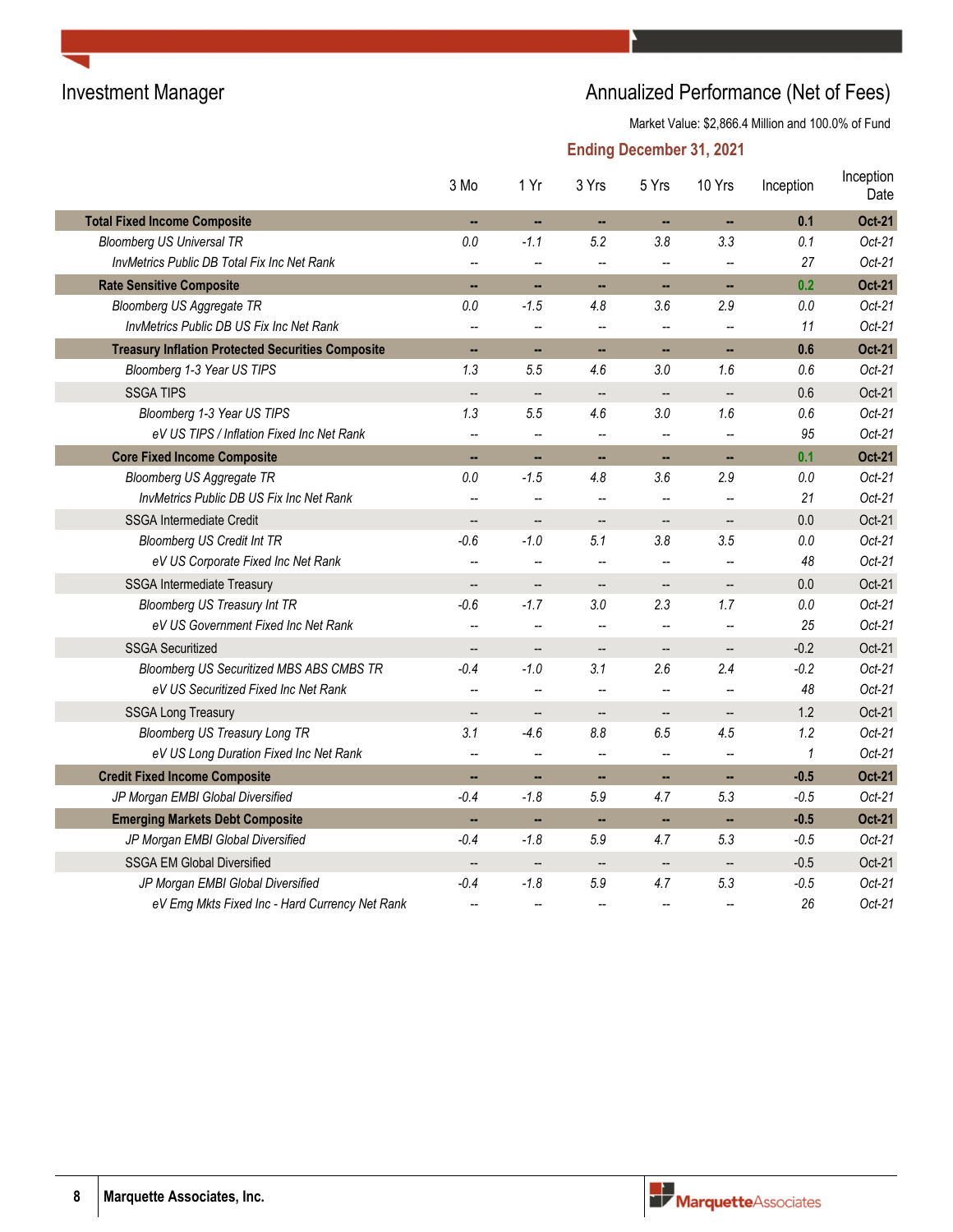# Investment Manager

## Annualized Performance (Net of Fees)

Market Value: $2,866.4 Million and 100.0% of Fund

**Ending December 31, 2021**

| | 3 Mo | 1 Yr | 3 Yrs | 5 Yrs | 10 Yrs | Inception | Inception Date |
|---|---|---|---|---|---|---|---|
| **Total Fixed Income Composite** | -- | -- | -- | -- | -- | **0.1** | **Oct-21** |
| *Bloomberg US Universal TR* | *0.0* | *-1.1* | *5.2* | *3.8* | *3.3* | *0.1* | *Oct-21* |
| *InvMetrics Public DB Total Fix Inc Net Rank* | -- | -- | -- | -- | -- | *27* | *Oct-21* |
| **Rate Sensitive Composite** | -- | -- | -- | -- | -- | **0.2** | **Oct-21** |
| *Bloomberg US Aggregate TR* | *0.0* | *-1.5* | *4.8* | *3.6* | *2.9* | *0.0* | *Oct-21* |
| *InvMetrics Public DB US Fix Inc Net Rank* | -- | -- | -- | -- | -- | *11* | *Oct-21* |
| **Treasury Inflation Protected Securities Composite** | -- | -- | -- | -- | -- | **0.6** | **Oct-21** |
| *Bloomberg 1-3 Year US TIPS* | *1.3* | *5.5* | *4.6* | *3.0* | *1.6* | *0.6* | *Oct-21* |
| SSGA TIPS | -- | -- | -- | -- | -- | 0.6 | Oct-21 |
| *Bloomberg 1-3 Year US TIPS* | *1.3* | *5.5* | *4.6* | *3.0* | *1.6* | *0.6* | *Oct-21* |
| *eV US TIPS / Inflation Fixed Inc Net Rank* | -- | -- | -- | -- | -- | *95* | *Oct-21* |
| **Core Fixed Income Composite** | -- | -- | -- | -- | -- | **0.1** | **Oct-21** |
| *Bloomberg US Aggregate TR* | *0.0* | *-1.5* | *4.8* | *3.6* | *2.9* | *0.0* | *Oct-21* |
| *InvMetrics Public DB US Fix Inc Net Rank* | -- | -- | -- | -- | -- | *21* | *Oct-21* |
| SSGA Intermediate Credit | -- | -- | -- | -- | -- | 0.0 | Oct-21 |
| *Bloomberg US Credit Int TR* | *-0.6* | *-1.0* | *5.1* | *3.8* | *3.5* | *0.0* | *Oct-21* |
| *eV US Corporate Fixed Inc Net Rank* | -- | -- | -- | -- | -- | *48* | *Oct-21* |
| SSGA Intermediate Treasury | -- | -- | -- | -- | -- | 0.0 | Oct-21 |
| *Bloomberg US Treasury Int TR* | *-0.6* | *-1.7* | *3.0* | *2.3* | *1.7* | *0.0* | *Oct-21* |
| *eV US Government Fixed Inc Net Rank* | -- | -- | -- | -- | -- | *25* | *Oct-21* |
| SSGA Securitized | -- | -- | -- | -- | -- | -0.2 | Oct-21 |
| *Bloomberg US Securitized MBS ABS CMBS TR* | *-0.4* | *-1.0* | *3.1* | *2.6* | *2.4* | *-0.2* | *Oct-21* |
| *eV US Securitized Fixed Inc Net Rank* | -- | -- | -- | -- | -- | *48* | *Oct-21* |
| SSGA Long Treasury | -- | -- | -- | -- | -- | 1.2 | Oct-21 |
| *Bloomberg US Treasury Long TR* | *3.1* | *-4.6* | *8.8* | *6.5* | *4.5* | *1.2* | *Oct-21* |
| *eV US Long Duration Fixed Inc Net Rank* | -- | -- | -- | -- | -- | *1* | *Oct-21* |
| **Credit Fixed Income Composite** | -- | -- | -- | -- | -- | **-0.5** | **Oct-21** |
| *JP Morgan EMBI Global Diversified* | *-0.4* | *-1.8* | *5.9* | *4.7* | *5.3* | *-0.5* | *Oct-21* |
| **Emerging Markets Debt Composite** | -- | -- | -- | -- | -- | **-0.5** | **Oct-21** |
| *JP Morgan EMBI Global Diversified* | *-0.4* | *-1.8* | *5.9* | *4.7* | *5.3* | *-0.5* | *Oct-21* |
| SSGA EM Global Diversified | -- | -- | -- | -- | -- | -0.5 | Oct-21 |
| *JP Morgan EMBI Global Diversified* | *-0.4* | *-1.8* | *5.9* | *4.7* | *5.3* | *-0.5* | *Oct-21* |
| *eV Emg Mkts Fixed Inc - Hard Currency Net Rank* | -- | -- | -- | -- | -- | *26* | *Oct-21* |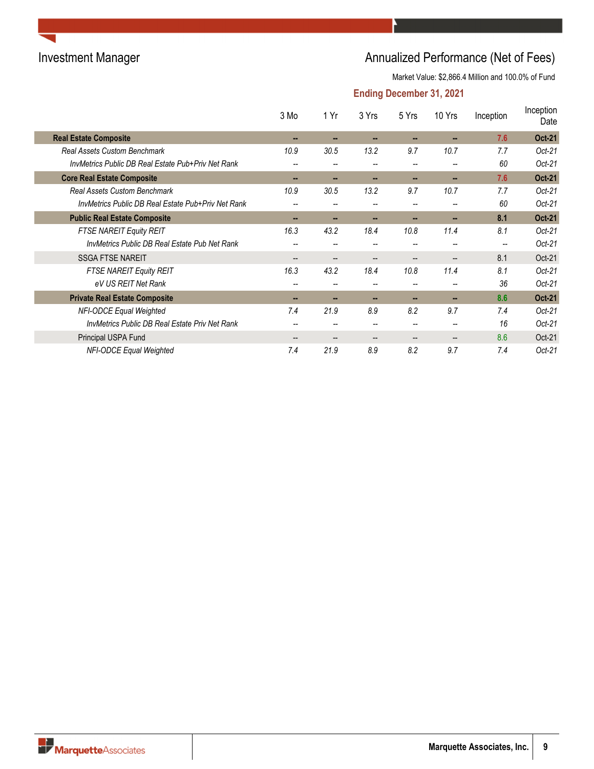## Investment Manager

## Annualized Performance (Net of Fees)

Market Value: $2,866.4 Million and 100.0% of Fund

**Ending December 31, 2021**

| | 3 Mo | 1 Yr | 3 Yrs | 5 Yrs | 10 Yrs | Inception | Inception Date |
|---|---|---|---|---|---|---|---|
| **Real Estate Composite** | **--** | **--** | **--** | **--** | **--** | **7.6** | **Oct-21** |
| *Real Assets Custom Benchmark* | *10.9* | *30.5* | *13.2* | *9.7* | *10.7* | *7.7* | *Oct-21* |
| *InvMetrics Public DB Real Estate Pub+Priv Net Rank* | -- | -- | -- | -- | -- | *60* | *Oct-21* |
| **Core Real Estate Composite** | **--** | **--** | **--** | **--** | **--** | **7.6** | **Oct-21** |
| *Real Assets Custom Benchmark* | *10.9* | *30.5* | *13.2* | *9.7* | *10.7* | *7.7* | *Oct-21* |
| *InvMetrics Public DB Real Estate Pub+Priv Net Rank* | -- | -- | -- | -- | -- | *60* | *Oct-21* |
| **Public Real Estate Composite** | **--** | **--** | **--** | **--** | **--** | **8.1** | **Oct-21** |
| *FTSE NAREIT Equity REIT* | *16.3* | *43.2* | *18.4* | *10.8* | *11.4* | *8.1* | *Oct-21* |
| *InvMetrics Public DB Real Estate Pub Net Rank* | -- | -- | -- | -- | -- | -- | *Oct-21* |
| SSGA FTSE NAREIT | -- | -- | -- | -- | -- | 8.1 | Oct-21 |
| *FTSE NAREIT Equity REIT* | *16.3* | *43.2* | *18.4* | *10.8* | *11.4* | *8.1* | *Oct-21* |
| *eV US REIT Net Rank* | -- | -- | -- | -- | -- | *36* | *Oct-21* |
| **Private Real Estate Composite** | **--** | **--** | **--** | **--** | **--** | **8.6** | **Oct-21** |
| *NFI-ODCE Equal Weighted* | *7.4* | *21.9* | *8.9* | *8.2* | *9.7* | *7.4* | *Oct-21* |
| *InvMetrics Public DB Real Estate Priv Net Rank* | -- | -- | -- | -- | -- | *16* | *Oct-21* |
| Principal USPA Fund | -- | -- | -- | -- | -- | 8.6 | Oct-21 |
| *NFI-ODCE Equal Weighted* | *7.4* | *21.9* | *8.9* | *8.2* | *9.7* | *7.4* | *Oct-21* |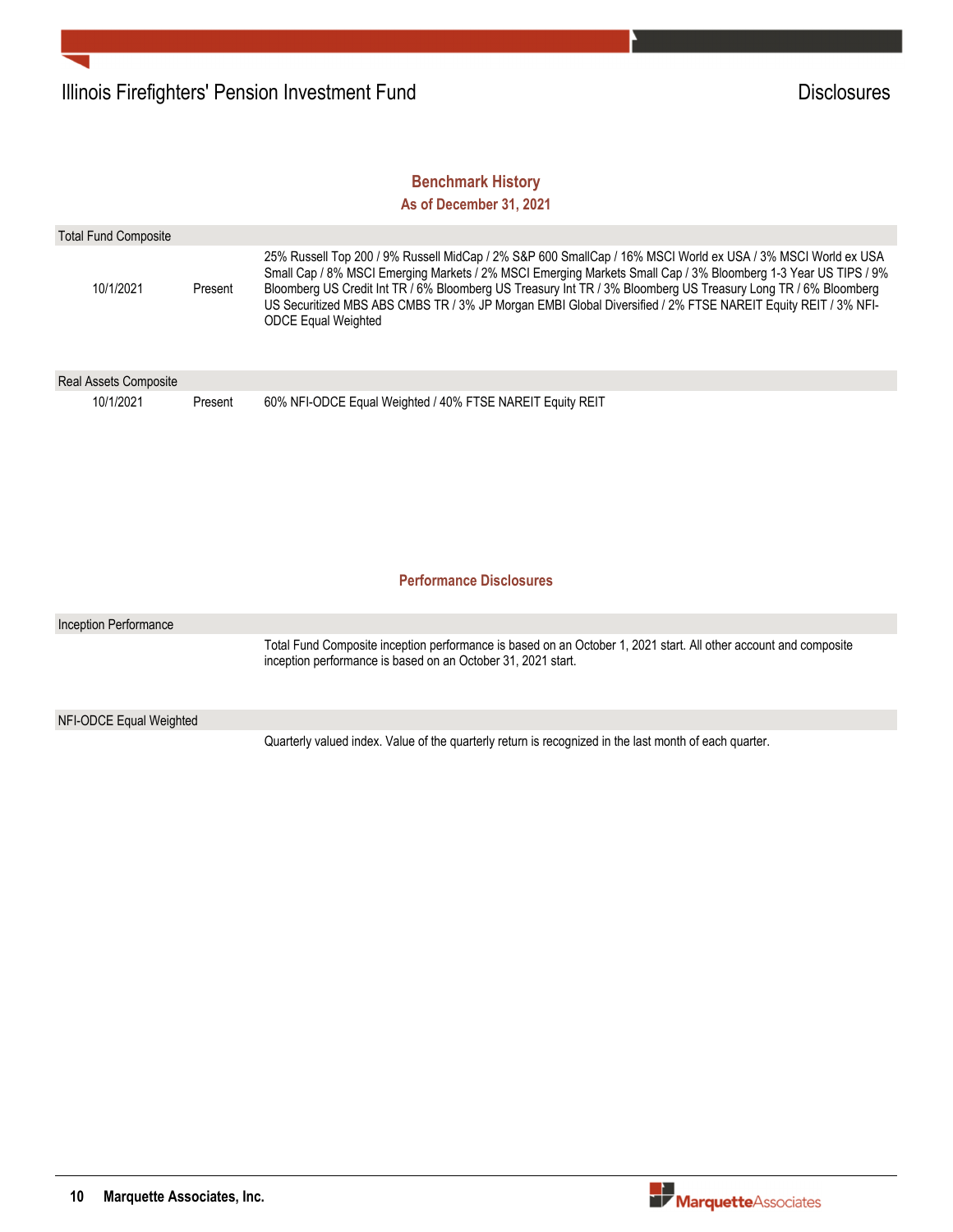## Benchmark History

### As of December 31, 2021

| Total Fund Composite | | |
|---|---|---|
| 10/1/2021 | Present | 25% Russell Top 200 / 9% Russell MidCap / 2% S&P 600 SmallCap / 16% MSCI World ex USA / 3% MSCI World ex USA Small Cap / 8% MSCI Emerging Markets / 2% MSCI Emerging Markets Small Cap / 3% Bloomberg 1-3 Year US TIPS / 9% Bloomberg US Credit Int TR / 6% Bloomberg US Treasury Int TR / 3% Bloomberg US Treasury Long TR / 6% Bloomberg US Securitized MBS ABS CMBS TR / 3% JP Morgan EMBI Global Diversified / 2% FTSE NAREIT Equity REIT / 3% NFI-ODCE Equal Weighted |

| Real Assets Composite | | |
|---|---|---|
| 10/1/2021 | Present | 60% NFI-ODCE Equal Weighted / 40% FTSE NAREIT Equity REIT |

## Performance Disclosures

**Inception Performance**

Total Fund Composite inception performance is based on an October 1, 2021 start. All other account and composite inception performance is based on an October 31, 2021 start.

**NFI-ODCE Equal Weighted**

Quarterly valued index. Value of the quarterly return is recognized in the last month of each quarter.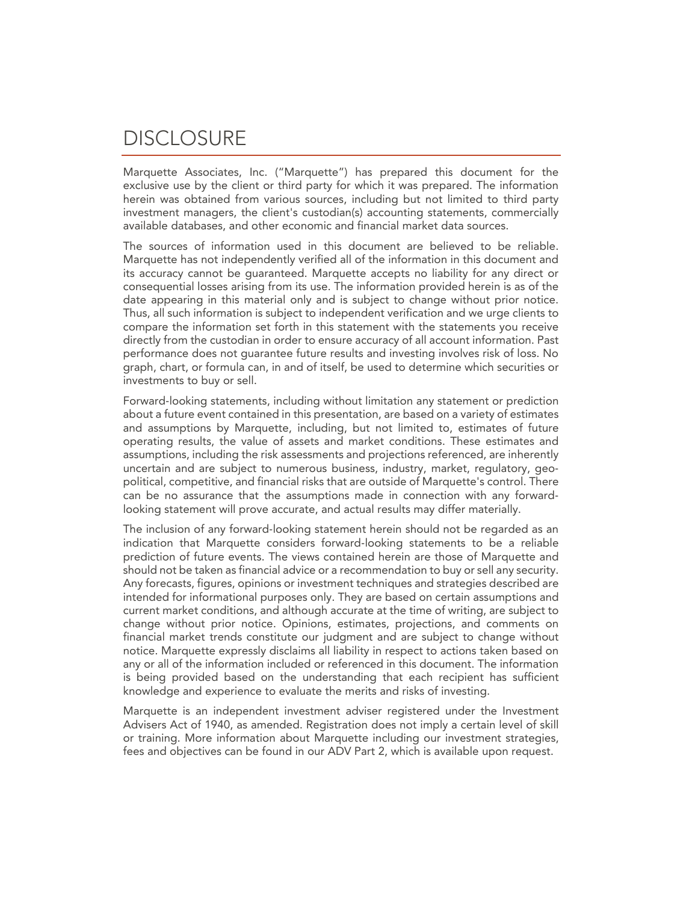# DISCLOSURE

Marquette Associates, Inc. ("Marquette") has prepared this document for the exclusive use by the client or third party for which it was prepared. The information herein was obtained from various sources, including but not limited to third party investment managers, the client's custodian(s) accounting statements, commercially available databases, and other economic and financial market data sources.

The sources of information used in this document are believed to be reliable. Marquette has not independently verified all of the information in this document and its accuracy cannot be guaranteed. Marquette accepts no liability for any direct or consequential losses arising from its use. The information provided herein is as of the date appearing in this material only and is subject to change without prior notice. Thus, all such information is subject to independent verification and we urge clients to compare the information set forth in this statement with the statements you receive directly from the custodian in order to ensure accuracy of all account information. Past performance does not guarantee future results and investing involves risk of loss. No graph, chart, or formula can, in and of itself, be used to determine which securities or investments to buy or sell.

Forward-looking statements, including without limitation any statement or prediction about a future event contained in this presentation, are based on a variety of estimates and assumptions by Marquette, including, but not limited to, estimates of future operating results, the value of assets and market conditions. These estimates and assumptions, including the risk assessments and projections referenced, are inherently uncertain and are subject to numerous business, industry, market, regulatory, geo-political, competitive, and financial risks that are outside of Marquette's control. There can be no assurance that the assumptions made in connection with any forward-looking statement will prove accurate, and actual results may differ materially.

The inclusion of any forward-looking statement herein should not be regarded as an indication that Marquette considers forward-looking statements to be a reliable prediction of future events. The views contained herein are those of Marquette and should not be taken as financial advice or a recommendation to buy or sell any security. Any forecasts, figures, opinions or investment techniques and strategies described are intended for informational purposes only. They are based on certain assumptions and current market conditions, and although accurate at the time of writing, are subject to change without prior notice. Opinions, estimates, projections, and comments on financial market trends constitute our judgment and are subject to change without notice. Marquette expressly disclaims all liability in respect to actions taken based on any or all of the information included or referenced in this document. The information is being provided based on the understanding that each recipient has sufficient knowledge and experience to evaluate the merits and risks of investing.

Marquette is an independent investment adviser registered under the Investment Advisers Act of 1940, as amended. Registration does not imply a certain level of skill or training. More information about Marquette including our investment strategies, fees and objectives can be found in our ADV Part 2, which is available upon request.